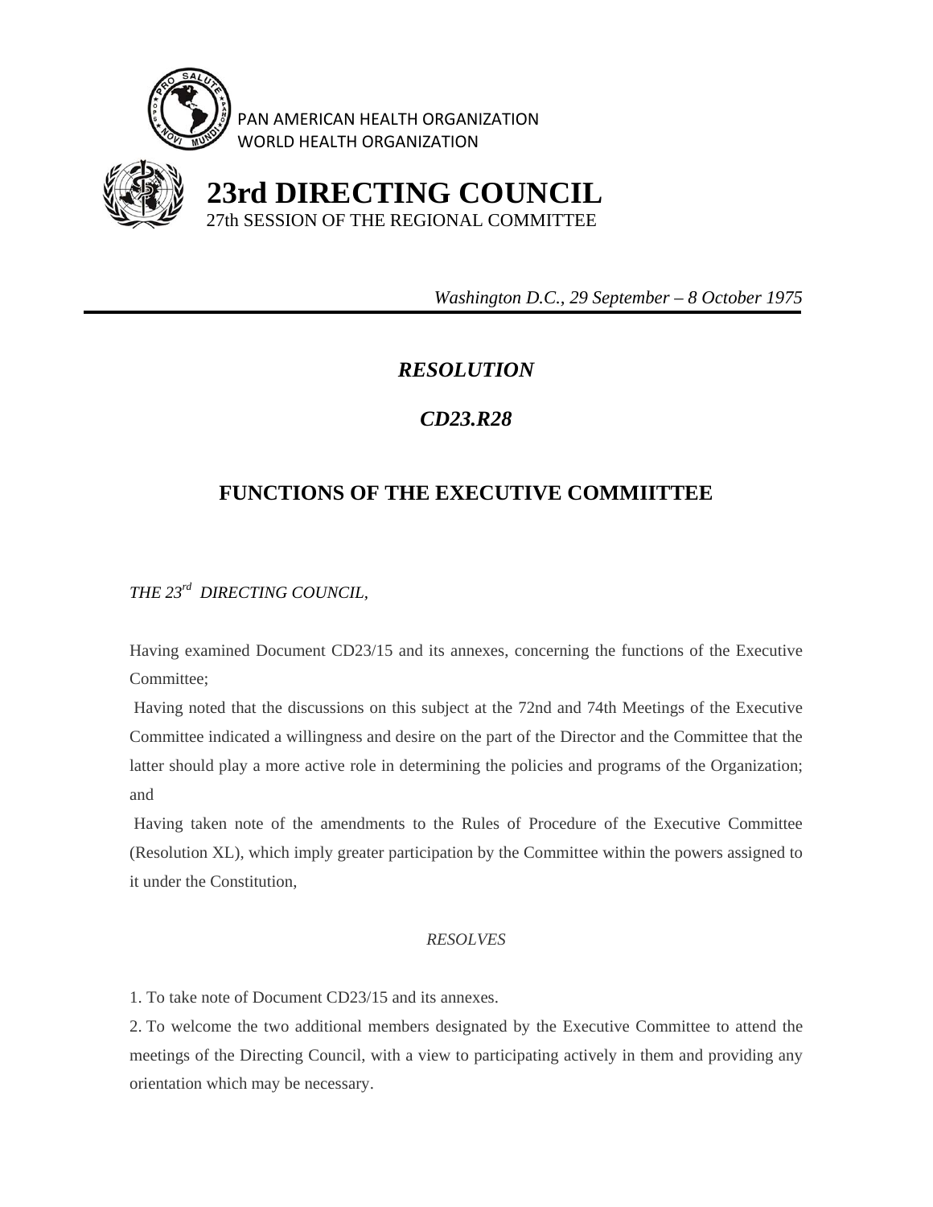PAN AMERICAN HEALTH ORGANIZATION
WORLD HEALTH ORGANIZATION

# 23rd DIRECTING COUNCIL

27th SESSION OF THE REGIONAL COMMITTEE

*Washington D.C., 29 September – 8 October 1975*

---

## *RESOLUTION*

## *CD23.R28*

## FUNCTIONS OF THE EXECUTIVE COMMIITTEE

*THE 23rd DIRECTING COUNCIL,*

Having examined Document CD23/15 and its annexes, concerning the functions of the Executive Committee;

Having noted that the discussions on this subject at the 72nd and 74th Meetings of the Executive Committee indicated a willingness and desire on the part of the Director and the Committee that the latter should play a more active role in determining the policies and programs of the Organization; and

Having taken note of the amendments to the Rules of Procedure of the Executive Committee (Resolution XL), which imply greater participation by the Committee within the powers assigned to it under the Constitution,

*RESOLVES*

1. To take note of Document CD23/15 and its annexes.
2. To welcome the two additional members designated by the Executive Committee to attend the meetings of the Directing Council, with a view to participating actively in them and providing any orientation which may be necessary.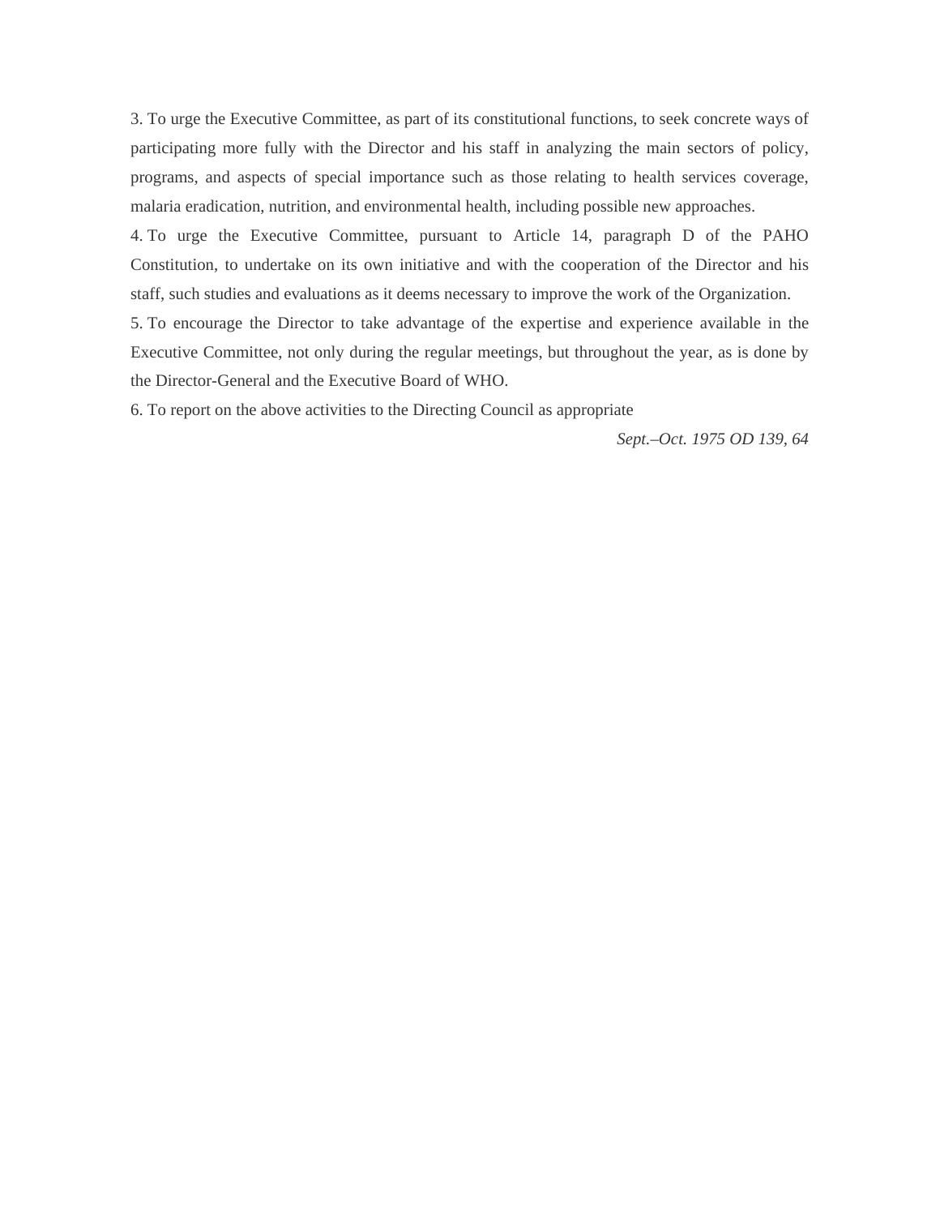3. To urge the Executive Committee, as part of its constitutional functions, to seek concrete ways of participating more fully with the Director and his staff in analyzing the main sectors of policy, programs, and aspects of special importance such as those relating to health services coverage, malaria eradication, nutrition, and environmental health, including possible new approaches.

4. To urge the Executive Committee, pursuant to Article 14, paragraph D of the PAHO Constitution, to undertake on its own initiative and with the cooperation of the Director and his staff, such studies and evaluations as it deems necessary to improve the work of the Organization.

5. To encourage the Director to take advantage of the expertise and experience available in the Executive Committee, not only during the regular meetings, but throughout the year, as is done by the Director-General and the Executive Board of WHO.

6. To report on the above activities to the Directing Council as appropriate

*Sept.–Oct. 1975 OD 139, 64*